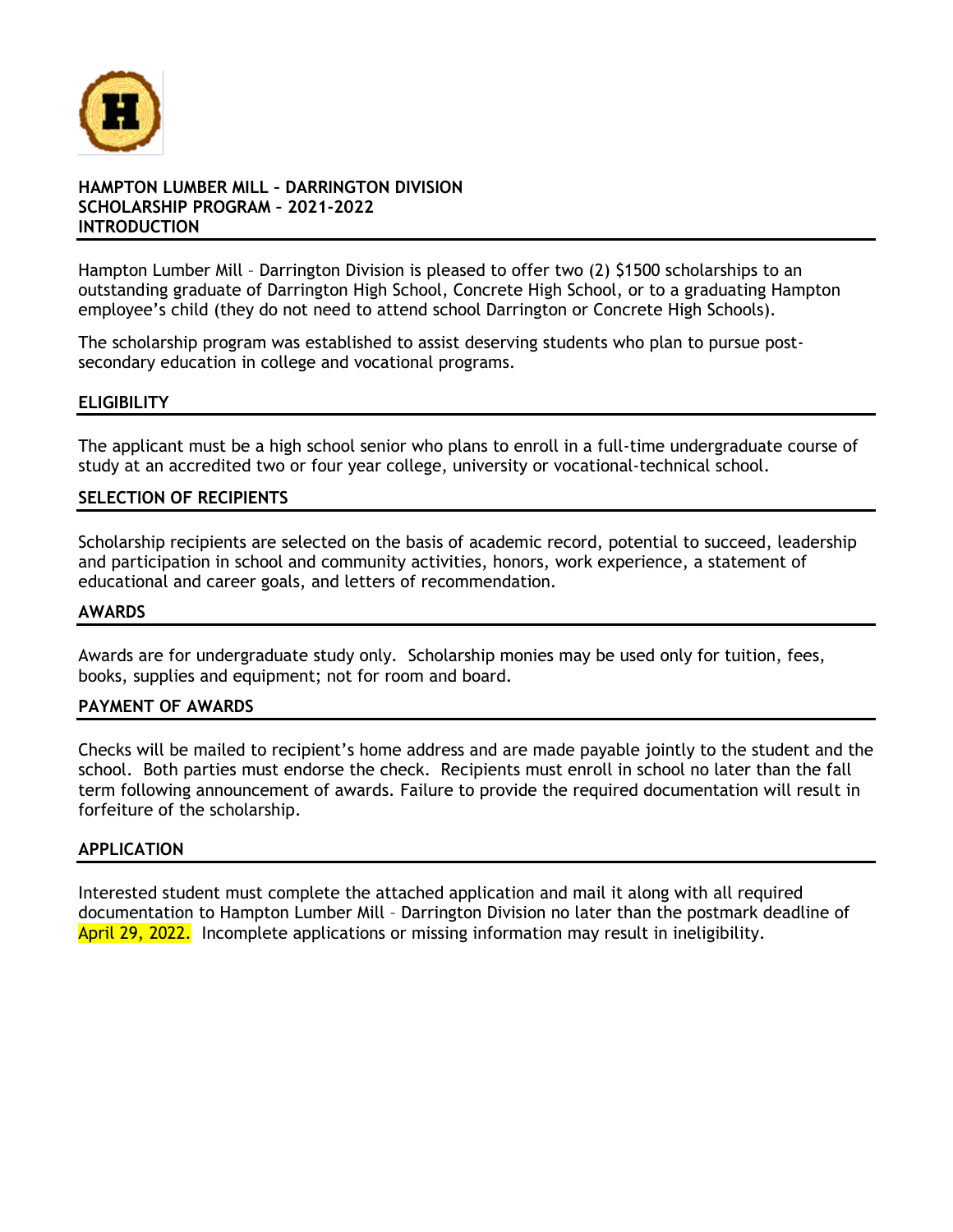**HAMPTON LUMBER MILL – DARRINGTON DIVISION**
**SCHOLARSHIP PROGRAM – 2021-2022**
**INTRODUCTION**

Hampton Lumber Mill – Darrington Division is pleased to offer two (2) $1500 scholarships to an outstanding graduate of Darrington High School, Concrete High School, or to a graduating Hampton employee's child (they do not need to attend school Darrington or Concrete High Schools).

The scholarship program was established to assist deserving students who plan to pursue post-secondary education in college and vocational programs.

## ELIGIBILITY

The applicant must be a high school senior who plans to enroll in a full-time undergraduate course of study at an accredited two or four year college, university or vocational-technical school.

## SELECTION OF RECIPIENTS

Scholarship recipients are selected on the basis of academic record, potential to succeed, leadership and participation in school and community activities, honors, work experience, a statement of educational and career goals, and letters of recommendation.

## AWARDS

Awards are for undergraduate study only. Scholarship monies may be used only for tuition, fees, books, supplies and equipment; not for room and board.

## PAYMENT OF AWARDS

Checks will be mailed to recipient's home address and are made payable jointly to the student and the school. Both parties must endorse the check. Recipients must enroll in school no later than the fall term following announcement of awards. Failure to provide the required documentation will result in forfeiture of the scholarship.

## APPLICATION

Interested student must complete the attached application and mail it along with all required documentation to Hampton Lumber Mill – Darrington Division no later than the postmark deadline of April 29, 2022. Incomplete applications or missing information may result in ineligibility.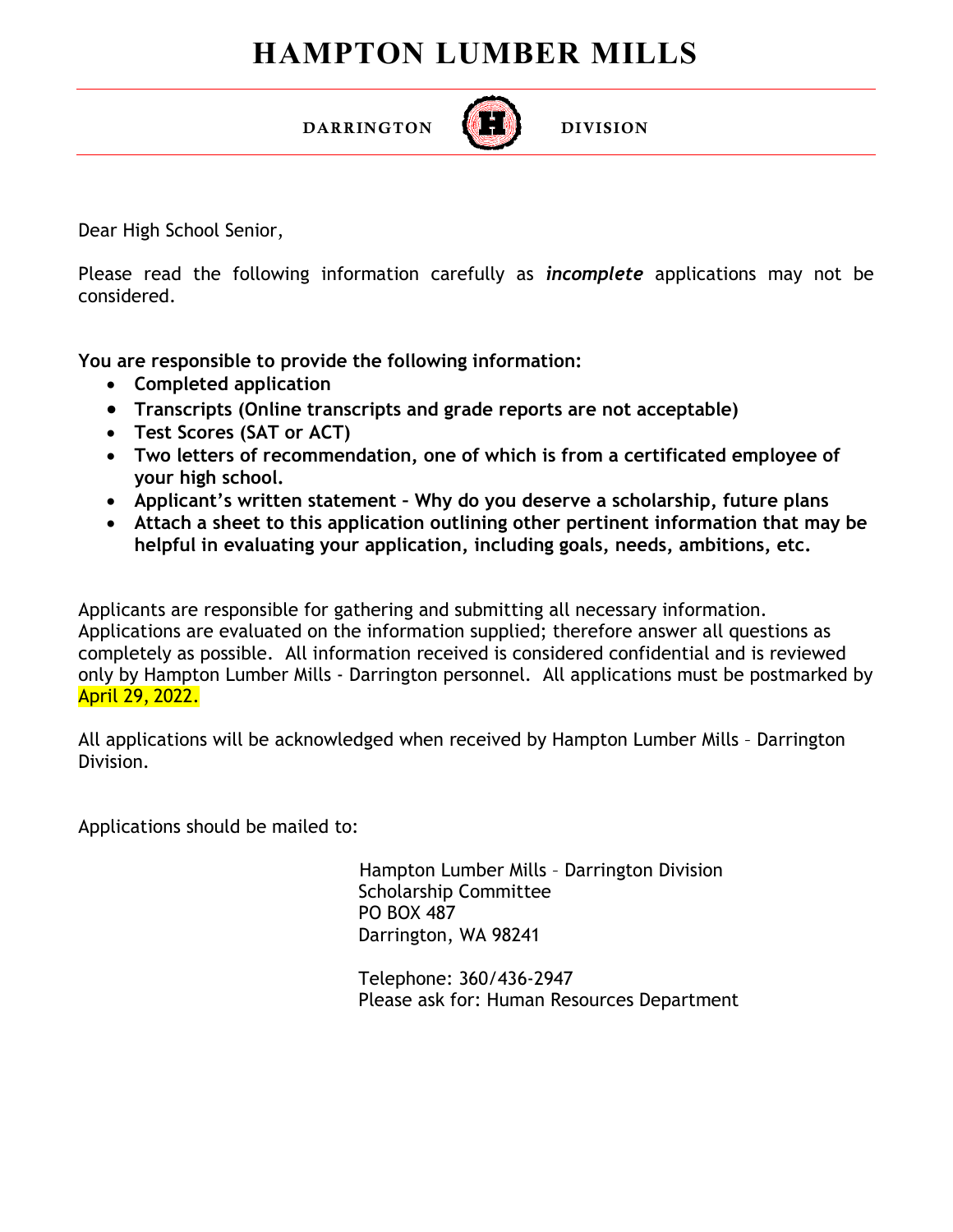# HAMPTON LUMBER MILLS

DARRINGTON DIVISION

Dear High School Senior,

Please read the following information carefully as ***incomplete*** applications may not be considered.

**You are responsible to provide the following information:**

- **Completed application**
- **Transcripts (Online transcripts and grade reports are not acceptable)**
- **Test Scores (SAT or ACT)**
- **Two letters of recommendation, one of which is from a certificated employee of your high school.**
- **Applicant's written statement – Why do you deserve a scholarship, future plans**
- **Attach a sheet to this application outlining other pertinent information that may be helpful in evaluating your application, including goals, needs, ambitions, etc.**

Applicants are responsible for gathering and submitting all necessary information. Applications are evaluated on the information supplied; therefore answer all questions as completely as possible. All information received is considered confidential and is reviewed only by Hampton Lumber Mills - Darrington personnel. All applications must be postmarked by April 29, 2022.

All applications will be acknowledged when received by Hampton Lumber Mills – Darrington Division.

Applications should be mailed to:

Hampton Lumber Mills – Darrington Division
Scholarship Committee
PO BOX 487
Darrington, WA 98241

Telephone: 360/436-2947
Please ask for: Human Resources Department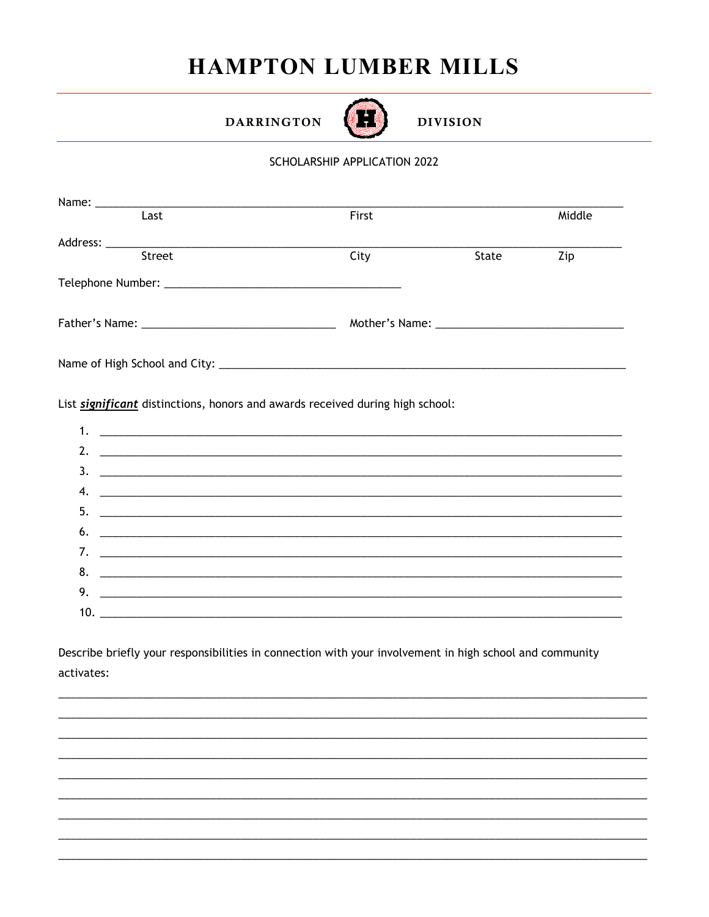# HAMPTON LUMBER MILLS

DARRINGTON DIVISION

SCHOLARSHIP APPLICATION 2022

Name: ________________________________________________________________________________
Last First Middle

Address: ______________________________________________________________________________
Street City State Zip

Telephone Number: ____________________________________

Father's Name: ______________________________ Mother's Name: ____________________________

Name of High School and City: ________________________________________________________________

List ***significant*** distinctions, honors and awards received during high school:

1. ________________________________________________________________________________
2. ________________________________________________________________________________
3. ________________________________________________________________________________
4. ________________________________________________________________________________
5. ________________________________________________________________________________
6. ________________________________________________________________________________
7. ________________________________________________________________________________
8. ________________________________________________________________________________
9. ________________________________________________________________________________
10. ________________________________________________________________________________

Describe briefly your responsibilities in connection with your involvement in high school and community activates:

________________________________________________________________________________________
________________________________________________________________________________________
________________________________________________________________________________________
________________________________________________________________________________________
________________________________________________________________________________________
________________________________________________________________________________________
________________________________________________________________________________________
________________________________________________________________________________________
________________________________________________________________________________________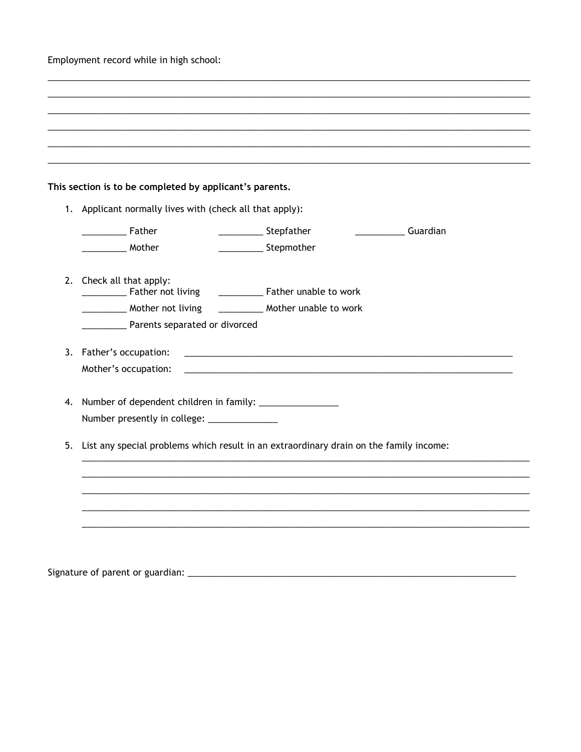Employment record while in high school:

______________________________________________________________________________________________

______________________________________________________________________________________________

______________________________________________________________________________________________

______________________________________________________________________________________________

______________________________________________________________________________________________

______________________________________________________________________________________________

**This section is to be completed by applicant's parents.**

1. Applicant normally lives with (check all that apply):

   _________ Father _________ Stepfather __________ Guardian

   _________ Mother _________ Stepmother

2. Check all that apply:

   _________ Father not living _________ Father unable to work

   _________ Mother not living _________ Mother unable to work

   _________ Parents separated or divorced

3. Father's occupation: ______________________________________________________________________

   Mother's occupation: ______________________________________________________________________

4. Number of dependent children in family: ________________

   Number presently in college: ______________

5. List any special problems which result in an extraordinary drain on the family income:

   ___________________________________________________________________________________________

   ___________________________________________________________________________________________

   ___________________________________________________________________________________________

   ___________________________________________________________________________________________

   ___________________________________________________________________________________________

Signature of parent or guardian: ______________________________________________________________________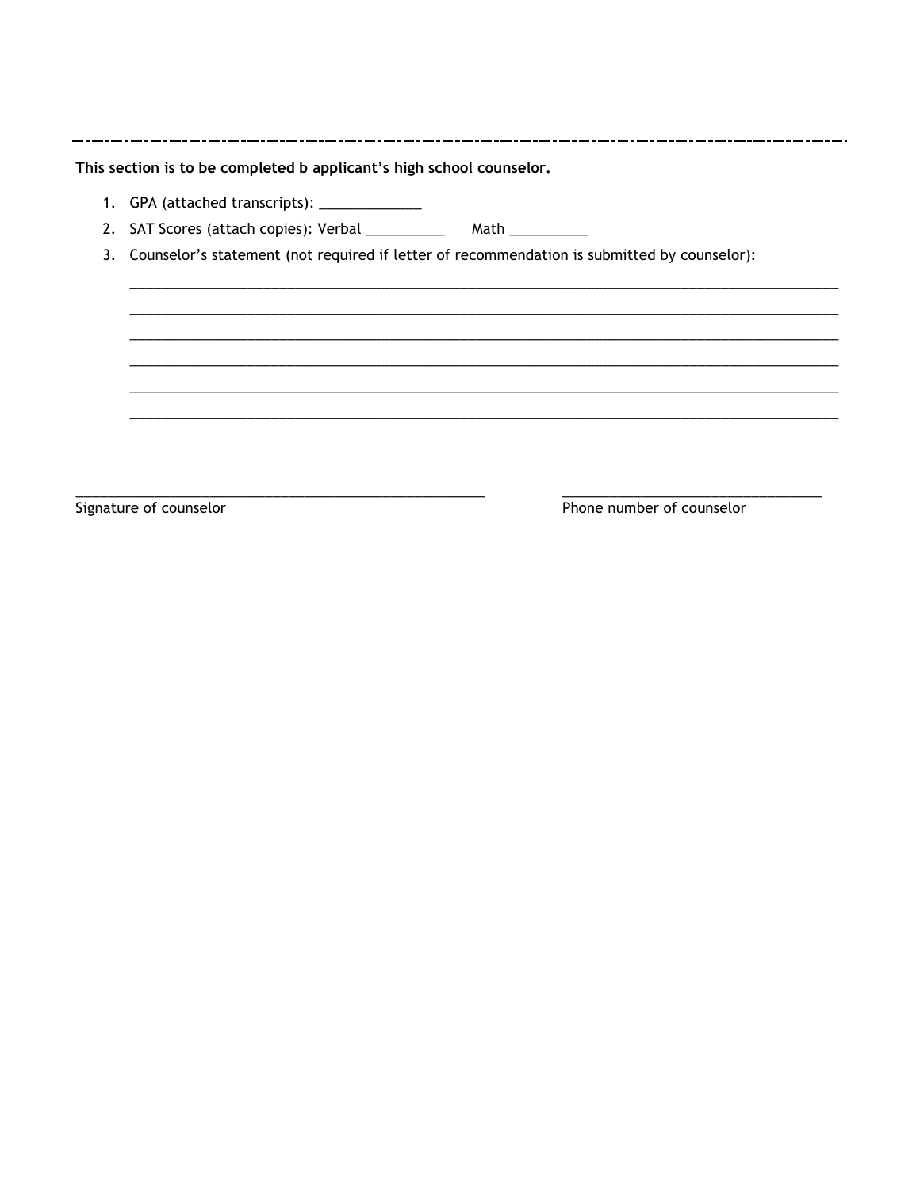**This section is to be completed b applicant's high school counselor.**

1. GPA (attached transcripts): _____________
2. SAT Scores (attach copies): Verbal __________ Math __________
3. Counselor's statement (not required if letter of recommendation is submitted by counselor):

_____________________________________________________________________________________________

_____________________________________________________________________________________________

_____________________________________________________________________________________________

_____________________________________________________________________________________________

_____________________________________________________________________________________________

_____________________________________________________________________________________________

_____________________________________________________ _________________________________

Signature of counselor Phone number of counselor